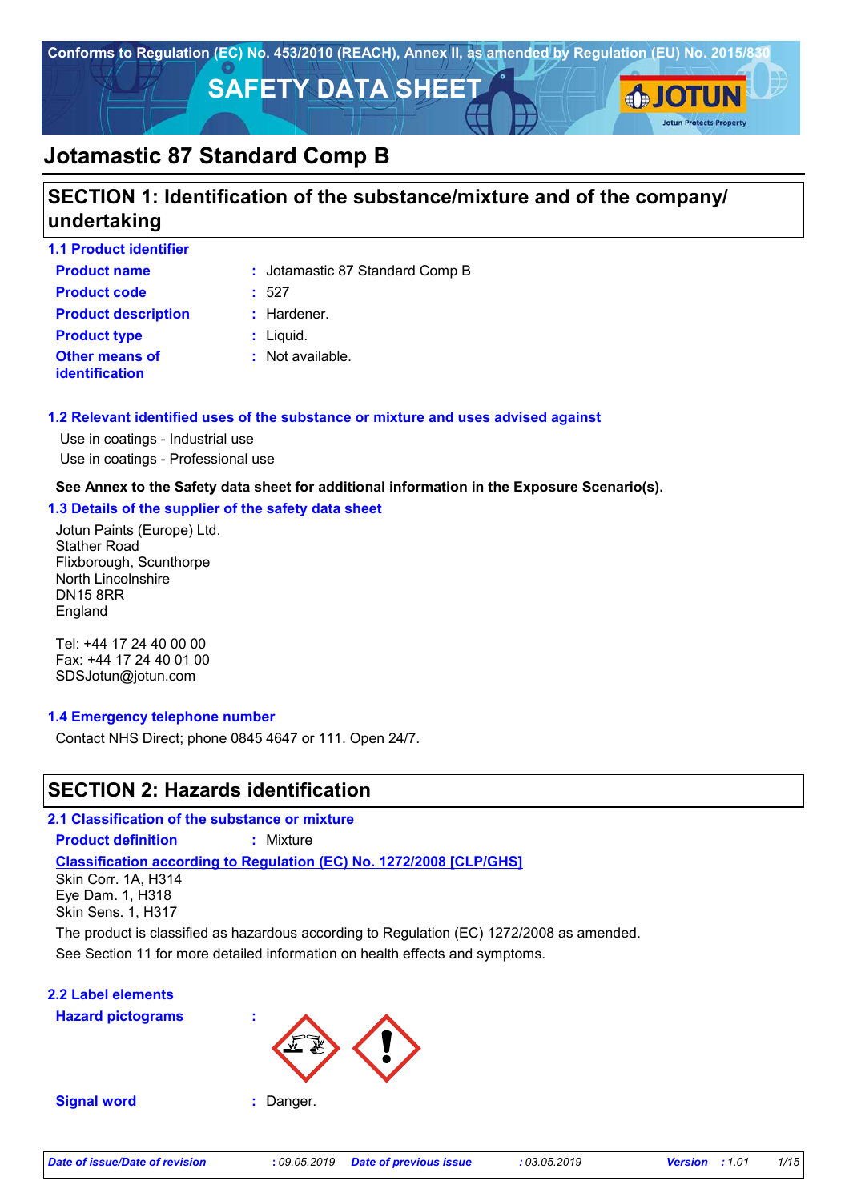Conforms to Regulation (EC) No. 453/2010 (REACH), Annex II, as amended by Regulation (EU) No. 2015/830

# SAFETY DATA SHEET

# Jotamastic 87 Standard Comp B

## SECTION 1: Identification of the substance/mixture and of the company/ undertaking

### 1.1 Product identifier

**Product name** : Jotamastic 87 Standard Comp B

**Product code** : 527

**Product description** : Hardener.

**Product type** : Liquid.

**Other means of identification** : Not available.

### 1.2 Relevant identified uses of the substance or mixture and uses advised against

Use in coatings - Industrial use

Use in coatings - Professional use

**See Annex to the Safety data sheet for additional information in the Exposure Scenario(s).**

### 1.3 Details of the supplier of the safety data sheet

Jotun Paints (Europe) Ltd.
Stather Road
Flixborough, Scunthorpe
North Lincolnshire
DN15 8RR
England

Tel: +44 17 24 40 00 00
Fax: +44 17 24 40 01 00
SDSJotun@jotun.com

### 1.4 Emergency telephone number

Contact NHS Direct; phone 0845 4647 or 111. Open 24/7.

## SECTION 2: Hazards identification

### 2.1 Classification of the substance or mixture

**Product definition** : Mixture

**Classification according to Regulation (EC) No. 1272/2008 [CLP/GHS]**

Skin Corr. 1A, H314
Eye Dam. 1, H318
Skin Sens. 1, H317

The product is classified as hazardous according to Regulation (EC) 1272/2008 as amended.

See Section 11 for more detailed information on health effects and symptoms.

### 2.2 Label elements

**Hazard pictograms** :

**Signal word** : Danger.

*Date of issue/Date of revision* : 09.05.2019 *Date of previous issue* : 03.05.2019 *Version* : 1.01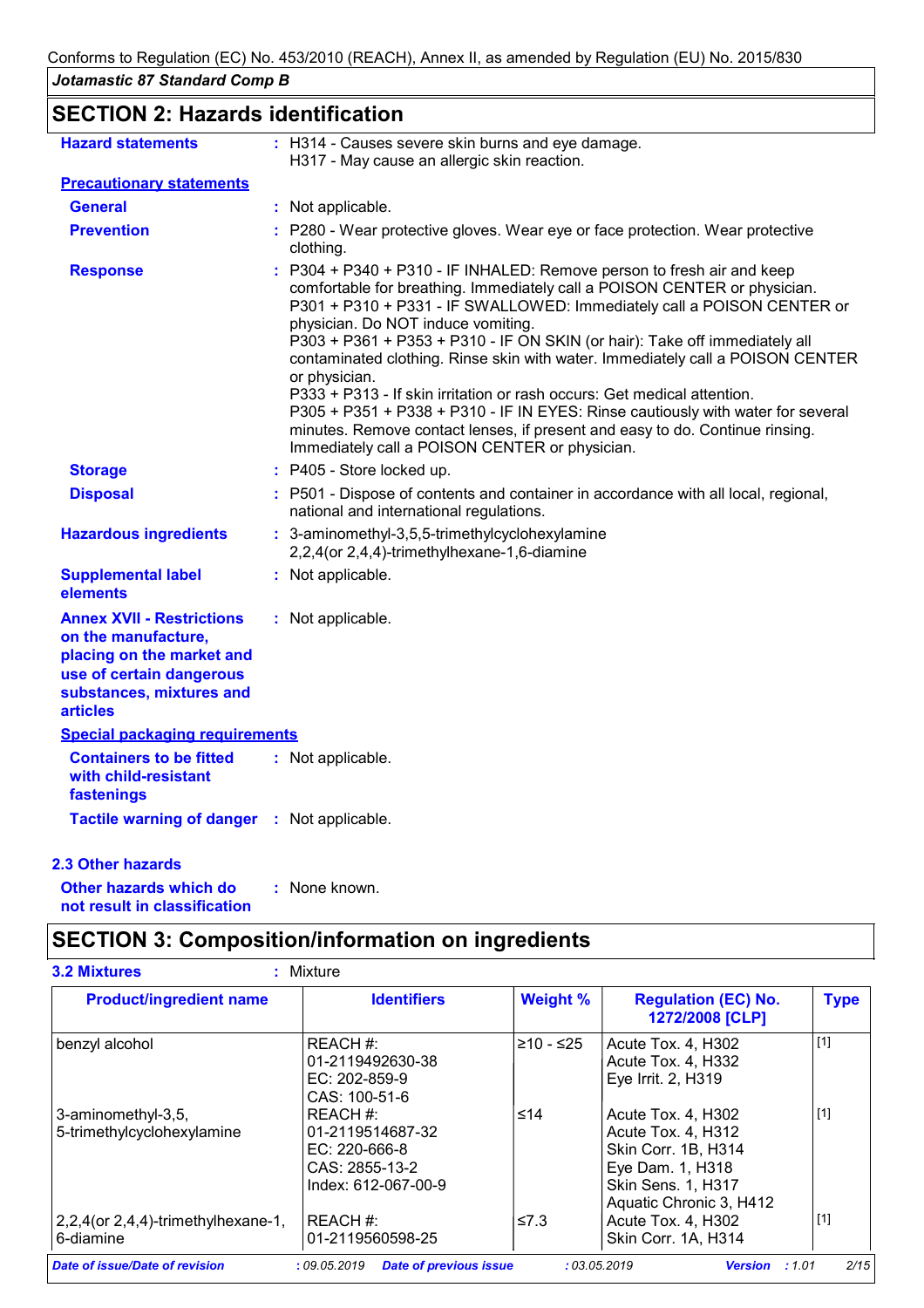## SECTION 2: Hazards identification

**Hazard statements** : H314 - Causes severe skin burns and eye damage.
H317 - May cause an allergic skin reaction.

**Precautionary statements**

**General** : Not applicable.

**Prevention** : P280 - Wear protective gloves. Wear eye or face protection. Wear protective clothing.

**Response** : P304 + P340 + P310 - IF INHALED: Remove person to fresh air and keep comfortable for breathing. Immediately call a POISON CENTER or physician.
P301 + P310 + P331 - IF SWALLOWED: Immediately call a POISON CENTER or physician. Do NOT induce vomiting.
P303 + P361 + P353 + P310 - IF ON SKIN (or hair): Take off immediately all contaminated clothing. Rinse skin with water. Immediately call a POISON CENTER or physician.
P333 + P313 - If skin irritation or rash occurs: Get medical attention.
P305 + P351 + P338 + P310 - IF IN EYES: Rinse cautiously with water for several minutes. Remove contact lenses, if present and easy to do. Continue rinsing. Immediately call a POISON CENTER or physician.

**Storage** : P405 - Store locked up.

**Disposal** : P501 - Dispose of contents and container in accordance with all local, regional, national and international regulations.

**Hazardous ingredients** : 3-aminomethyl-3,5,5-trimethylcyclohexylamine
2,2,4(or 2,4,4)-trimethylhexane-1,6-diamine

**Supplemental label elements** : Not applicable.

**Annex XVII - Restrictions on the manufacture, placing on the market and use of certain dangerous substances, mixtures and articles** : Not applicable.

**Special packaging requirements**

**Containers to be fitted with child-resistant fastenings** : Not applicable.

**Tactile warning of danger** : Not applicable.

### 2.3 Other hazards

**Other hazards which do not result in classification** : None known.

## SECTION 3: Composition/information on ingredients

### 3.2 Mixtures : Mixture

| Product/ingredient name | Identifiers | Weight % | Regulation (EC) No. 1272/2008 [CLP] | Type |
|---|---|---|---|---|
| benzyl alcohol | REACH #: 01-2119492630-38<br>EC: 202-859-9<br>CAS: 100-51-6 | ≥10 - ≤25 | Acute Tox. 4, H302<br>Acute Tox. 4, H332<br>Eye Irrit. 2, H319 | [1] |
| 3-aminomethyl-3,5,5-trimethylcyclohexylamine | REACH #: 01-2119514687-32<br>EC: 220-666-8<br>CAS: 2855-13-2<br>Index: 612-067-00-9 | ≤14 | Acute Tox. 4, H302<br>Acute Tox. 4, H312<br>Skin Corr. 1B, H314<br>Eye Dam. 1, H318<br>Skin Sens. 1, H317<br>Aquatic Chronic 3, H412 | [1] |
| 2,2,4(or 2,4,4)-trimethylhexane-1,6-diamine | REACH #: 01-2119560598-25 | ≤7.3 | Acute Tox. 4, H302<br>Skin Corr. 1A, H314 | [1] |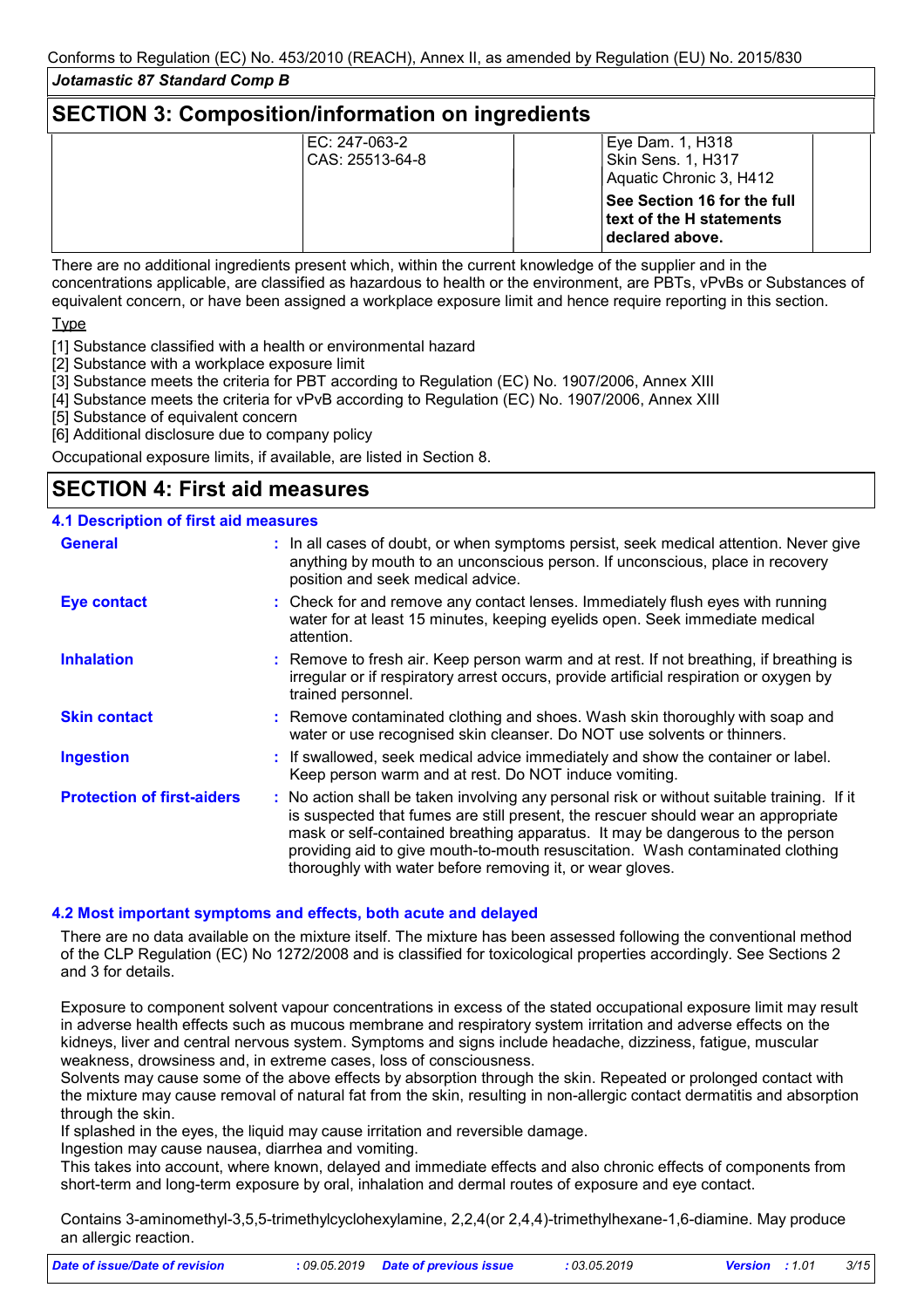## SECTION 3: Composition/information on ingredients

| | | | | |
|---|---|---|---|---|
| | EC: 247-063-2<br>CAS: 25513-64-8 | | Eye Dam. 1, H318<br>Skin Sens. 1, H317<br>Aquatic Chronic 3, H412<br>**See Section 16 for the full text of the H statements declared above.** | |

There are no additional ingredients present which, within the current knowledge of the supplier and in the concentrations applicable, are classified as hazardous to health or the environment, are PBTs, vPvBs or Substances of equivalent concern, or have been assigned a workplace exposure limit and hence require reporting in this section.

Type

[1] Substance classified with a health or environmental hazard
[2] Substance with a workplace exposure limit
[3] Substance meets the criteria for PBT according to Regulation (EC) No. 1907/2006, Annex XIII
[4] Substance meets the criteria for vPvB according to Regulation (EC) No. 1907/2006, Annex XIII
[5] Substance of equivalent concern
[6] Additional disclosure due to company policy

Occupational exposure limits, if available, are listed in Section 8.

## SECTION 4: First aid measures

### 4.1 Description of first aid measures

**General** : In all cases of doubt, or when symptoms persist, seek medical attention. Never give anything by mouth to an unconscious person. If unconscious, place in recovery position and seek medical advice.

**Eye contact** : Check for and remove any contact lenses. Immediately flush eyes with running water for at least 15 minutes, keeping eyelids open. Seek immediate medical attention.

**Inhalation** : Remove to fresh air. Keep person warm and at rest. If not breathing, if breathing is irregular or if respiratory arrest occurs, provide artificial respiration or oxygen by trained personnel.

**Skin contact** : Remove contaminated clothing and shoes. Wash skin thoroughly with soap and water or use recognised skin cleanser. Do NOT use solvents or thinners.

**Ingestion** : If swallowed, seek medical advice immediately and show the container or label. Keep person warm and at rest. Do NOT induce vomiting.

**Protection of first-aiders** : No action shall be taken involving any personal risk or without suitable training. If it is suspected that fumes are still present, the rescuer should wear an appropriate mask or self-contained breathing apparatus. It may be dangerous to the person providing aid to give mouth-to-mouth resuscitation. Wash contaminated clothing thoroughly with water before removing it, or wear gloves.

### 4.2 Most important symptoms and effects, both acute and delayed

There are no data available on the mixture itself. The mixture has been assessed following the conventional method of the CLP Regulation (EC) No 1272/2008 and is classified for toxicological properties accordingly. See Sections 2 and 3 for details.

Exposure to component solvent vapour concentrations in excess of the stated occupational exposure limit may result in adverse health effects such as mucous membrane and respiratory system irritation and adverse effects on the kidneys, liver and central nervous system. Symptoms and signs include headache, dizziness, fatigue, muscular weakness, drowsiness and, in extreme cases, loss of consciousness.
Solvents may cause some of the above effects by absorption through the skin. Repeated or prolonged contact with the mixture may cause removal of natural fat from the skin, resulting in non-allergic contact dermatitis and absorption through the skin.
If splashed in the eyes, the liquid may cause irritation and reversible damage.
Ingestion may cause nausea, diarrhea and vomiting.
This takes into account, where known, delayed and immediate effects and also chronic effects of components from short-term and long-term exposure by oral, inhalation and dermal routes of exposure and eye contact.

Contains 3-aminomethyl-3,5,5-trimethylcyclohexylamine, 2,2,4(or 2,4,4)-trimethylhexane-1,6-diamine. May produce an allergic reaction.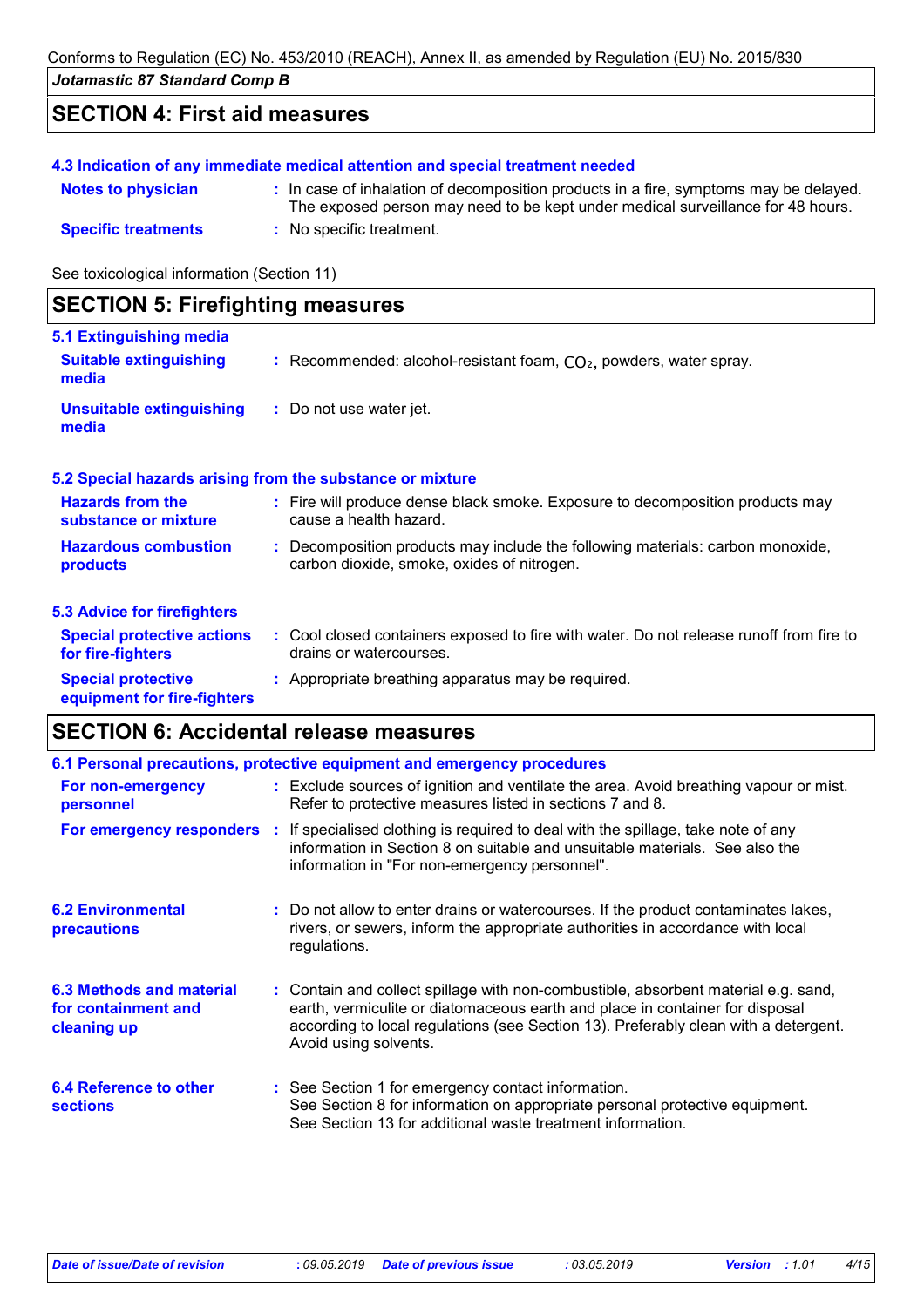## SECTION 4: First aid measures

### 4.3 Indication of any immediate medical attention and special treatment needed

**Notes to physician** : In case of inhalation of decomposition products in a fire, symptoms may be delayed. The exposed person may need to be kept under medical surveillance for 48 hours.

**Specific treatments** : No specific treatment.

See toxicological information (Section 11)

## SECTION 5: Firefighting measures

### 5.1 Extinguishing media

**Suitable extinguishing media** : Recommended: alcohol-resistant foam, $CO_2$, powders, water spray.

**Unsuitable extinguishing media** : Do not use water jet.

### 5.2 Special hazards arising from the substance or mixture

**Hazards from the substance or mixture** : Fire will produce dense black smoke. Exposure to decomposition products may cause a health hazard.

**Hazardous combustion products** : Decomposition products may include the following materials: carbon monoxide, carbon dioxide, smoke, oxides of nitrogen.

### 5.3 Advice for firefighters

**Special protective actions for fire-fighters** : Cool closed containers exposed to fire with water. Do not release runoff from fire to drains or watercourses.

**Special protective equipment for fire-fighters** : Appropriate breathing apparatus may be required.

## SECTION 6: Accidental release measures

### 6.1 Personal precautions, protective equipment and emergency procedures

**For non-emergency personnel** : Exclude sources of ignition and ventilate the area. Avoid breathing vapour or mist. Refer to protective measures listed in sections 7 and 8.

**For emergency responders** : If specialised clothing is required to deal with the spillage, take note of any information in Section 8 on suitable and unsuitable materials. See also the information in "For non-emergency personnel".

### 6.2 Environmental precautions

: Do not allow to enter drains or watercourses. If the product contaminates lakes, rivers, or sewers, inform the appropriate authorities in accordance with local regulations.

### 6.3 Methods and material for containment and cleaning up

: Contain and collect spillage with non-combustible, absorbent material e.g. sand, earth, vermiculite or diatomaceous earth and place in container for disposal according to local regulations (see Section 13). Preferably clean with a detergent. Avoid using solvents.

### 6.4 Reference to other sections

: See Section 1 for emergency contact information.
See Section 8 for information on appropriate personal protective equipment.
See Section 13 for additional waste treatment information.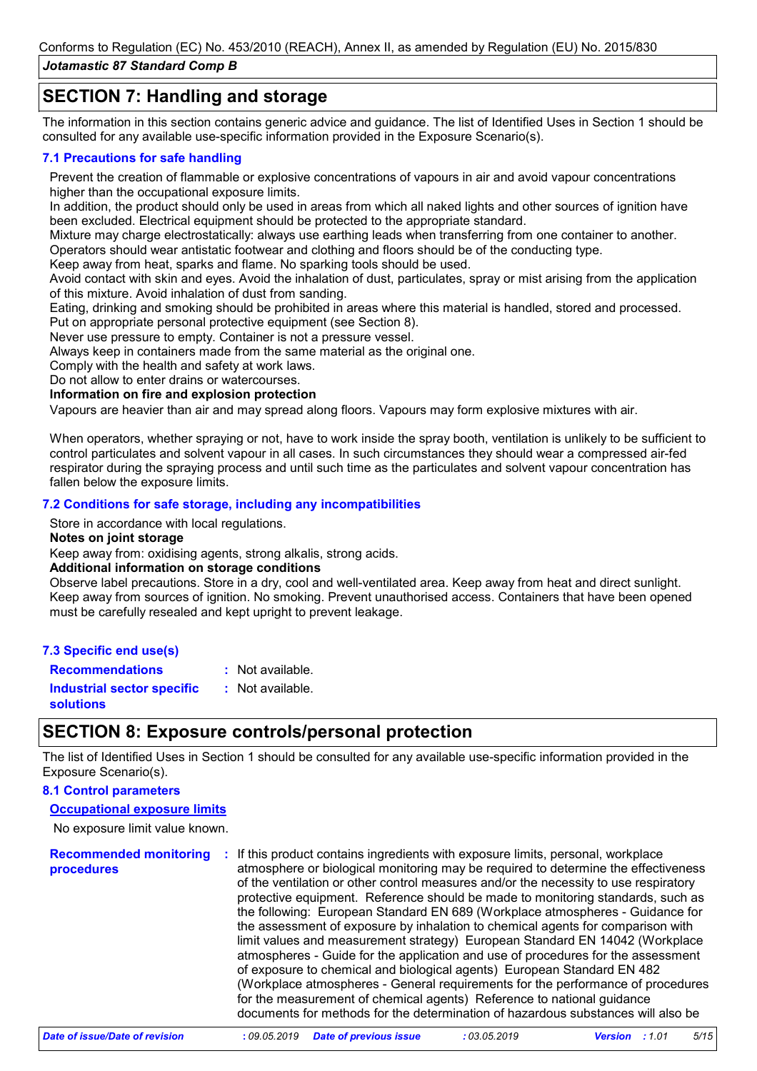## SECTION 7: Handling and storage

The information in this section contains generic advice and guidance. The list of Identified Uses in Section 1 should be consulted for any available use-specific information provided in the Exposure Scenario(s).

### 7.1 Precautions for safe handling

Prevent the creation of flammable or explosive concentrations of vapours in air and avoid vapour concentrations higher than the occupational exposure limits.
In addition, the product should only be used in areas from which all naked lights and other sources of ignition have been excluded. Electrical equipment should be protected to the appropriate standard.
Mixture may charge electrostatically: always use earthing leads when transferring from one container to another. Operators should wear antistatic footwear and clothing and floors should be of the conducting type.
Keep away from heat, sparks and flame. No sparking tools should be used.
Avoid contact with skin and eyes. Avoid the inhalation of dust, particulates, spray or mist arising from the application of this mixture. Avoid inhalation of dust from sanding.
Eating, drinking and smoking should be prohibited in areas where this material is handled, stored and processed.
Put on appropriate personal protective equipment (see Section 8).
Never use pressure to empty. Container is not a pressure vessel.
Always keep in containers made from the same material as the original one.
Comply with the health and safety at work laws.
Do not allow to enter drains or watercourses.

**Information on fire and explosion protection**

Vapours are heavier than air and may spread along floors. Vapours may form explosive mixtures with air.

When operators, whether spraying or not, have to work inside the spray booth, ventilation is unlikely to be sufficient to control particulates and solvent vapour in all cases. In such circumstances they should wear a compressed air-fed respirator during the spraying process and until such time as the particulates and solvent vapour concentration has fallen below the exposure limits.

### 7.2 Conditions for safe storage, including any incompatibilities

Store in accordance with local regulations.

**Notes on joint storage**

Keep away from: oxidising agents, strong alkalis, strong acids.

**Additional information on storage conditions**

Observe label precautions. Store in a dry, cool and well-ventilated area. Keep away from heat and direct sunlight. Keep away from sources of ignition. No smoking. Prevent unauthorised access. Containers that have been opened must be carefully resealed and kept upright to prevent leakage.

### 7.3 Specific end use(s)

**Recommendations** : Not available.

**Industrial sector specific solutions** : Not available.

## SECTION 8: Exposure controls/personal protection

The list of Identified Uses in Section 1 should be consulted for any available use-specific information provided in the Exposure Scenario(s).

### 8.1 Control parameters

**Occupational exposure limits**

No exposure limit value known.

**Recommended monitoring procedures** : If this product contains ingredients with exposure limits, personal, workplace atmosphere or biological monitoring may be required to determine the effectiveness of the ventilation or other control measures and/or the necessity to use respiratory protective equipment. Reference should be made to monitoring standards, such as the following: European Standard EN 689 (Workplace atmospheres - Guidance for the assessment of exposure by inhalation to chemical agents for comparison with limit values and measurement strategy) European Standard EN 14042 (Workplace atmospheres - Guide for the application and use of procedures for the assessment of exposure to chemical and biological agents) European Standard EN 482 (Workplace atmospheres - General requirements for the performance of procedures for the measurement of chemical agents) Reference to national guidance documents for methods for the determination of hazardous substances will also be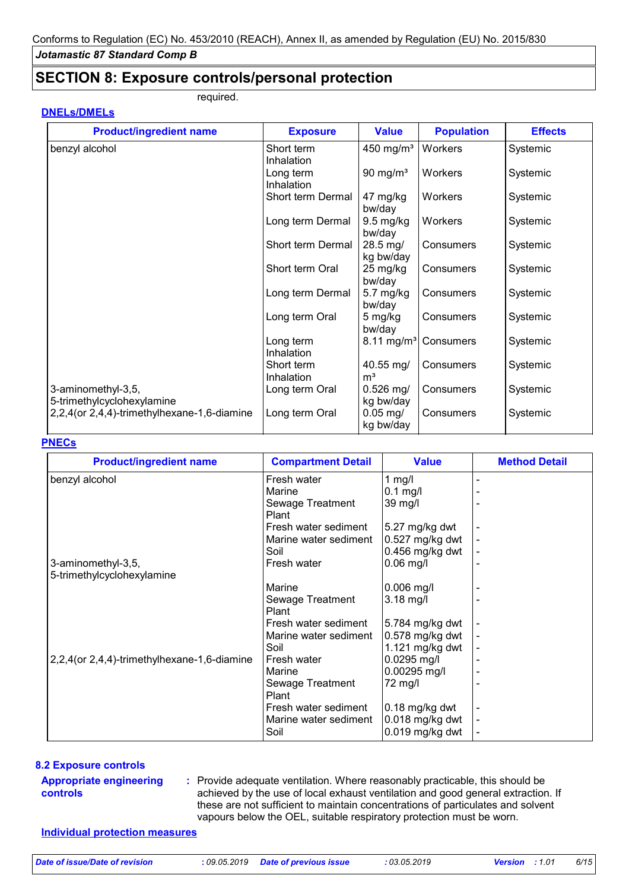## SECTION 8: Exposure controls/personal protection

required.

**DNELs/DMELs**

| Product/ingredient name | Exposure | Value | Population | Effects |
|---|---|---|---|---|
| benzyl alcohol | Short term Inhalation | 450 mg/m³ | Workers | Systemic |
| | Long term Inhalation | 90 mg/m³ | Workers | Systemic |
| | Short term Dermal | 47 mg/kg bw/day | Workers | Systemic |
| | Long term Dermal | 9.5 mg/kg bw/day | Workers | Systemic |
| | Short term Dermal | 28.5 mg/kg bw/day | Consumers | Systemic |
| | Short term Oral | 25 mg/kg bw/day | Consumers | Systemic |
| | Long term Dermal | 5.7 mg/kg bw/day | Consumers | Systemic |
| | Long term Oral | 5 mg/kg bw/day | Consumers | Systemic |
| | Long term Inhalation | 8.11 mg/m³ | Consumers | Systemic |
| | Short term Inhalation | 40.55 mg/m³ | Consumers | Systemic |
| 3-aminomethyl-3,5,5-trimethylcyclohexylamine | Long term Oral | 0.526 mg/kg bw/day | Consumers | Systemic |
| 2,2,4(or 2,4,4)-trimethylhexane-1,6-diamine | Long term Oral | 0.05 mg/kg bw/day | Consumers | Systemic |

**PNECs**

| Product/ingredient name | Compartment Detail | Value | Method Detail |
|---|---|---|---|
| benzyl alcohol | Fresh water | 1 mg/l | - |
| | Marine | 0.1 mg/l | - |
| | Sewage Treatment Plant | 39 mg/l | - |
| | Fresh water sediment | 5.27 mg/kg dwt | - |
| | Marine water sediment | 0.527 mg/kg dwt | - |
| | Soil | 0.456 mg/kg dwt | - |
| 3-aminomethyl-3,5,5-trimethylcyclohexylamine | Fresh water | 0.06 mg/l | - |
| | Marine | 0.006 mg/l | - |
| | Sewage Treatment Plant | 3.18 mg/l | - |
| | Fresh water sediment | 5.784 mg/kg dwt | - |
| | Marine water sediment | 0.578 mg/kg dwt | - |
| | Soil | 1.121 mg/kg dwt | - |
| 2,2,4(or 2,4,4)-trimethylhexane-1,6-diamine | Fresh water | 0.0295 mg/l | - |
| | Marine | 0.00295 mg/l | - |
| | Sewage Treatment Plant | 72 mg/l | - |
| | Fresh water sediment | 0.18 mg/kg dwt | - |
| | Marine water sediment | 0.018 mg/kg dwt | - |
| | Soil | 0.019 mg/kg dwt | - |

### 8.2 Exposure controls

**Appropriate engineering controls** : Provide adequate ventilation. Where reasonably practicable, this should be achieved by the use of local exhaust ventilation and good general extraction. If these are not sufficient to maintain concentrations of particulates and solvent vapours below the OEL, suitable respiratory protection must be worn.

**Individual protection measures**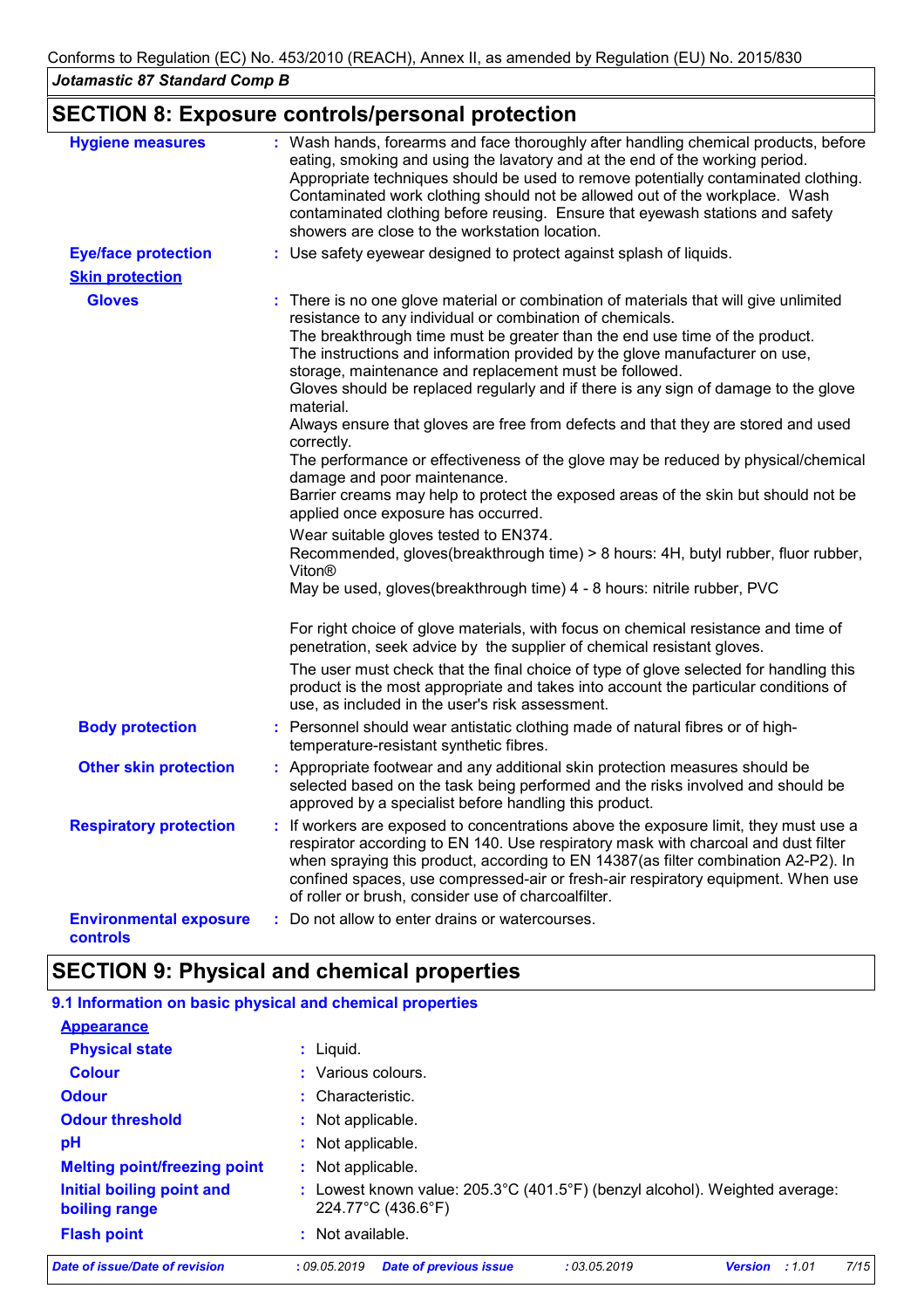## SECTION 8: Exposure controls/personal protection

**Hygiene measures** : Wash hands, forearms and face thoroughly after handling chemical products, before eating, smoking and using the lavatory and at the end of the working period. Appropriate techniques should be used to remove potentially contaminated clothing. Contaminated work clothing should not be allowed out of the workplace. Wash contaminated clothing before reusing. Ensure that eyewash stations and safety showers are close to the workstation location.

**Eye/face protection** : Use safety eyewear designed to protect against splash of liquids.

**Skin protection**

**Gloves** : There is no one glove material or combination of materials that will give unlimited resistance to any individual or combination of chemicals.
The breakthrough time must be greater than the end use time of the product.
The instructions and information provided by the glove manufacturer on use, storage, maintenance and replacement must be followed.
Gloves should be replaced regularly and if there is any sign of damage to the glove material.
Always ensure that gloves are free from defects and that they are stored and used correctly.
The performance or effectiveness of the glove may be reduced by physical/chemical damage and poor maintenance.
Barrier creams may help to protect the exposed areas of the skin but should not be applied once exposure has occurred.

Wear suitable gloves tested to EN374.
Recommended, gloves(breakthrough time) > 8 hours: 4H, butyl rubber, fluor rubber, Viton®
May be used, gloves(breakthrough time) 4 - 8 hours: nitrile rubber, PVC

For right choice of glove materials, with focus on chemical resistance and time of penetration, seek advice by the supplier of chemical resistant gloves.

The user must check that the final choice of type of glove selected for handling this product is the most appropriate and takes into account the particular conditions of use, as included in the user's risk assessment.

**Body protection** : Personnel should wear antistatic clothing made of natural fibres or of high-temperature-resistant synthetic fibres.

**Other skin protection** : Appropriate footwear and any additional skin protection measures should be selected based on the task being performed and the risks involved and should be approved by a specialist before handling this product.

**Respiratory protection** : If workers are exposed to concentrations above the exposure limit, they must use a respirator according to EN 140. Use respiratory mask with charcoal and dust filter when spraying this product, according to EN 14387(as filter combination A2-P2). In confined spaces, use compressed-air or fresh-air respiratory equipment. When use of roller or brush, consider use of charcoalfilter.

**Environmental exposure controls** : Do not allow to enter drains or watercourses.

## SECTION 9: Physical and chemical properties

### 9.1 Information on basic physical and chemical properties

**Appearance**

**Physical state** : Liquid.

**Colour** : Various colours.

**Odour** : Characteristic.

**Odour threshold** : Not applicable.

**pH** : Not applicable.

**Melting point/freezing point** : Not applicable.

**Initial boiling point and boiling range** : Lowest known value: 205.3°C (401.5°F) (benzyl alcohol). Weighted average: 224.77°C (436.6°F)

**Flash point** : Not available.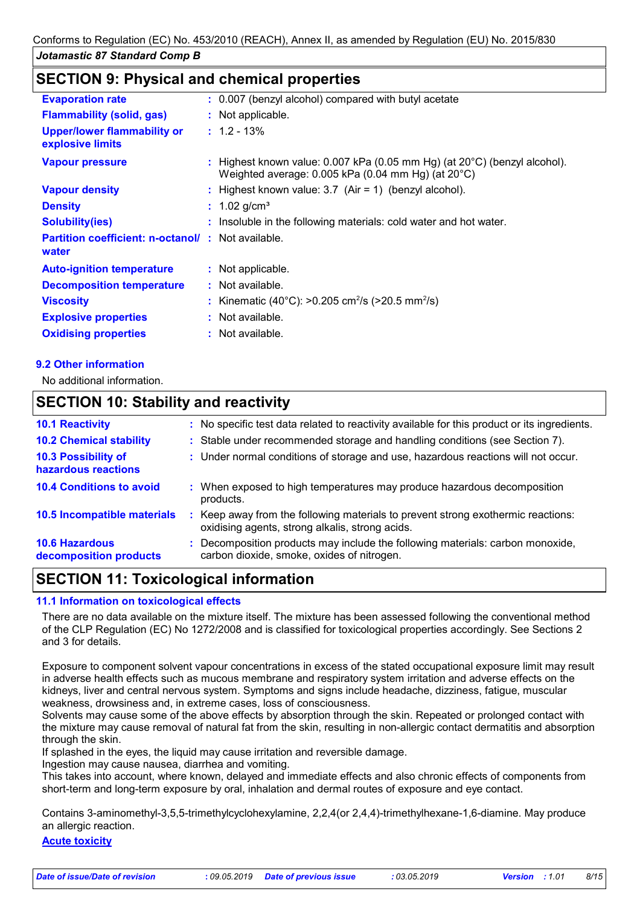## SECTION 9: Physical and chemical properties

| | |
|---|---|
| **Evaporation rate** | : 0.007 (benzyl alcohol) compared with butyl acetate |
| **Flammability (solid, gas)** | : Not applicable. |
| **Upper/lower flammability or explosive limits** | : 1.2 - 13% |
| **Vapour pressure** | : Highest known value: 0.007 kPa (0.05 mm Hg) (at 20°C) (benzyl alcohol). Weighted average: 0.005 kPa (0.04 mm Hg) (at 20°C) |
| **Vapour density** | : Highest known value: 3.7 (Air = 1) (benzyl alcohol). |
| **Density** | : 1.02 g/cm³ |
| **Solubility(ies)** | : Insoluble in the following materials: cold water and hot water. |
| **Partition coefficient: n-octanol/ water** | : Not available. |
| **Auto-ignition temperature** | : Not applicable. |
| **Decomposition temperature** | : Not available. |
| **Viscosity** | : Kinematic (40°C): >0.205 $cm^2/s$ (>20.5 $mm^2/s$) |
| **Explosive properties** | : Not available. |
| **Oxidising properties** | : Not available. |

### 9.2 Other information

No additional information.

## SECTION 10: Stability and reactivity

| | |
|---|---|
| **10.1 Reactivity** | : No specific test data related to reactivity available for this product or its ingredients. |
| **10.2 Chemical stability** | : Stable under recommended storage and handling conditions (see Section 7). |
| **10.3 Possibility of hazardous reactions** | : Under normal conditions of storage and use, hazardous reactions will not occur. |
| **10.4 Conditions to avoid** | : When exposed to high temperatures may produce hazardous decomposition products. |
| **10.5 Incompatible materials** | : Keep away from the following materials to prevent strong exothermic reactions: oxidising agents, strong alkalis, strong acids. |
| **10.6 Hazardous decomposition products** | : Decomposition products may include the following materials: carbon monoxide, carbon dioxide, smoke, oxides of nitrogen. |

## SECTION 11: Toxicological information

### 11.1 Information on toxicological effects

There are no data available on the mixture itself. The mixture has been assessed following the conventional method of the CLP Regulation (EC) No 1272/2008 and is classified for toxicological properties accordingly. See Sections 2 and 3 for details.

Exposure to component solvent vapour concentrations in excess of the stated occupational exposure limit may result in adverse health effects such as mucous membrane and respiratory system irritation and adverse effects on the kidneys, liver and central nervous system. Symptoms and signs include headache, dizziness, fatigue, muscular weakness, drowsiness and, in extreme cases, loss of consciousness.
Solvents may cause some of the above effects by absorption through the skin. Repeated or prolonged contact with the mixture may cause removal of natural fat from the skin, resulting in non-allergic contact dermatitis and absorption through the skin.
If splashed in the eyes, the liquid may cause irritation and reversible damage.
Ingestion may cause nausea, diarrhea and vomiting.
This takes into account, where known, delayed and immediate effects and also chronic effects of components from short-term and long-term exposure by oral, inhalation and dermal routes of exposure and eye contact.

Contains 3-aminomethyl-3,5,5-trimethylcyclohexylamine, 2,2,4(or 2,4,4)-trimethylhexane-1,6-diamine. May produce an allergic reaction.

**Acute toxicity**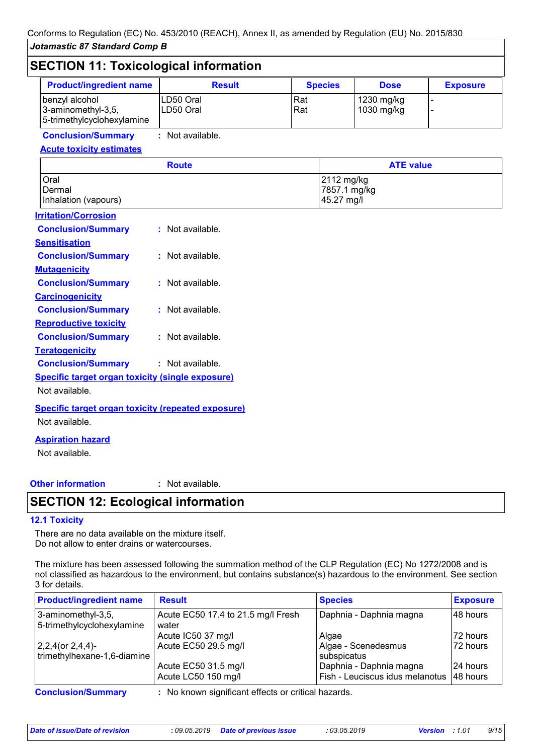## SECTION 11: Toxicological information

| Product/ingredient name | Result | Species | Dose | Exposure |
|---|---|---|---|---|
| benzyl alcohol | LD50 Oral | Rat | 1230 mg/kg | - |
| 3-aminomethyl-3,5,5-trimethylcyclohexylamine | LD50 Oral | Rat | 1030 mg/kg | - |

**Conclusion/Summary** : Not available.

**Acute toxicity estimates**

| Route | ATE value |
|---|---|
| Oral | 2112 mg/kg |
| Dermal | 7857.1 mg/kg |
| Inhalation (vapours) | 45.27 mg/l |

**Irritation/Corrosion**

**Conclusion/Summary** : Not available.

**Sensitisation**

**Conclusion/Summary** : Not available.

**Mutagenicity**

**Conclusion/Summary** : Not available.

**Carcinogenicity**

**Conclusion/Summary** : Not available.

**Reproductive toxicity**

**Conclusion/Summary** : Not available.

**Teratogenicity**

**Conclusion/Summary** : Not available.

**Specific target organ toxicity (single exposure)**

Not available.

**Specific target organ toxicity (repeated exposure)**

Not available.

**Aspiration hazard**

Not available.

**Other information** : Not available.

## SECTION 12: Ecological information

### 12.1 Toxicity

There are no data available on the mixture itself.
Do not allow to enter drains or watercourses.

The mixture has been assessed following the summation method of the CLP Regulation (EC) No 1272/2008 and is not classified as hazardous to the environment, but contains substance(s) hazardous to the environment. See section 3 for details.

| Product/ingredient name | Result | Species | Exposure |
|---|---|---|---|
| 3-aminomethyl-3,5,5-trimethylcyclohexylamine | Acute EC50 17.4 to 21.5 mg/l Fresh water | Daphnia - Daphnia magna | 48 hours |
| | Acute IC50 37 mg/l | Algae | 72 hours |
| 2,2,4(or 2,4,4)-trimethylhexane-1,6-diamine | Acute EC50 29.5 mg/l | Algae - Scenedesmus subspicatus | 72 hours |
| | Acute EC50 31.5 mg/l | Daphnia - Daphnia magna | 24 hours |
| | Acute LC50 150 mg/l | Fish - Leuciscus idus melanotus | 48 hours |

**Conclusion/Summary** : No known significant effects or critical hazards.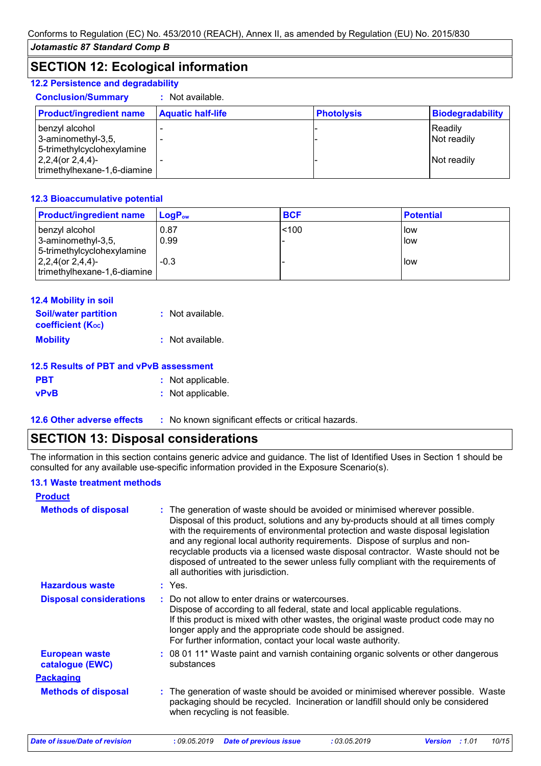Conforms to Regulation (EC) No. 453/2010 (REACH), Annex II, as amended by Regulation (EU) No. 2015/830

*Jotamastic 87 Standard Comp B*

## SECTION 12: Ecological information

### 12.2 Persistence and degradability

**Conclusion/Summary** : Not available.

| Product/ingredient name | Aquatic half-life | Photolysis | Biodegradability |
|---|---|---|---|
| benzyl alcohol | - | - | Readily |
| 3-aminomethyl-3,5,5-trimethylcyclohexylamine | - | - | Not readily |
| 2,2,4(or 2,4,4)-trimethylhexane-1,6-diamine | - | - | Not readily |

### 12.3 Bioaccumulative potential

| Product/ingredient name | $LogP_{ow}$ | BCF | Potential |
|---|---|---|---|
| benzyl alcohol | 0.87 | <100 | low |
| 3-aminomethyl-3,5,5-trimethylcyclohexylamine | 0.99 | - | low |
| 2,2,4(or 2,4,4)-trimethylhexane-1,6-diamine | -0.3 | - | low |

### 12.4 Mobility in soil

**Soil/water partition coefficient ($K_{OC}$)** : Not available.

**Mobility** : Not available.

### 12.5 Results of PBT and vPvB assessment

**PBT** : Not applicable.

**vPvB** : Not applicable.

### 12.6 Other adverse effects

: No known significant effects or critical hazards.

## SECTION 13: Disposal considerations

The information in this section contains generic advice and guidance. The list of Identified Uses in Section 1 should be consulted for any available use-specific information provided in the Exposure Scenario(s).

### 13.1 Waste treatment methods

**Product**

**Methods of disposal** : The generation of waste should be avoided or minimised wherever possible. Disposal of this product, solutions and any by-products should at all times comply with the requirements of environmental protection and waste disposal legislation and any regional local authority requirements. Dispose of surplus and non-recyclable products via a licensed waste disposal contractor. Waste should not be disposed of untreated to the sewer unless fully compliant with the requirements of all authorities with jurisdiction.

**Hazardous waste** : Yes.

**Disposal considerations** : Do not allow to enter drains or watercourses.
Dispose of according to all federal, state and local applicable regulations.
If this product is mixed with other wastes, the original waste product code may no longer apply and the appropriate code should be assigned.
For further information, contact your local waste authority.

**European waste catalogue (EWC)** : 08 01 11* Waste paint and varnish containing organic solvents or other dangerous substances

**Packaging**

**Methods of disposal** : The generation of waste should be avoided or minimised wherever possible. Waste packaging should be recycled. Incineration or landfill should only be considered when recycling is not feasible.

*Date of issue/Date of revision* : 09.05.2019 *Date of previous issue* : 03.05.2019 *Version* : 1.01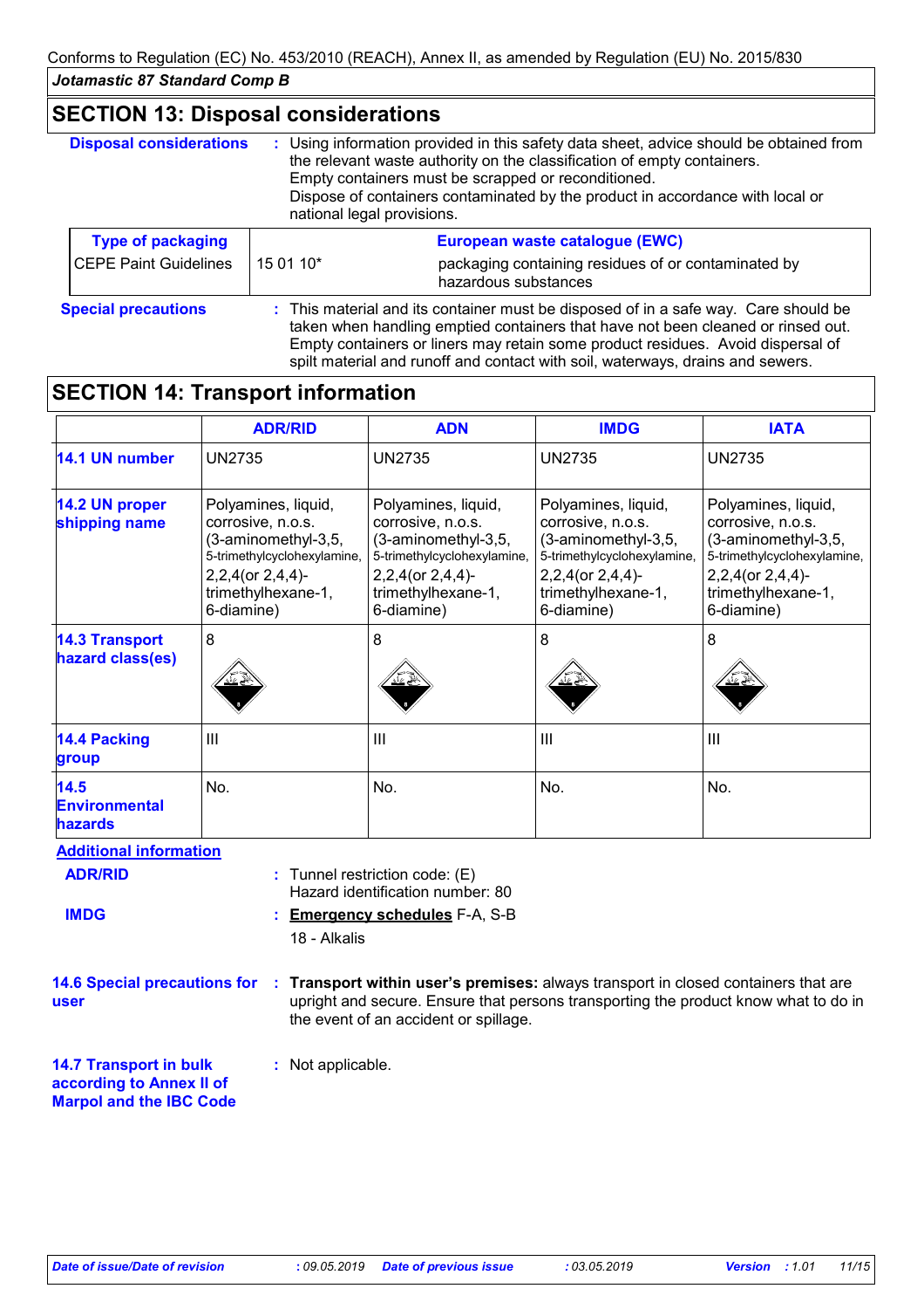Conforms to Regulation (EC) No. 453/2010 (REACH), Annex II, as amended by Regulation (EU) No. 2015/830

*Jotamastic 87 Standard Comp B*

## SECTION 13: Disposal considerations

**Disposal considerations** : Using information provided in this safety data sheet, advice should be obtained from the relevant waste authority on the classification of empty containers. Empty containers must be scrapped or reconditioned. Dispose of containers contaminated by the product in accordance with local or national legal provisions.

| Type of packaging | European waste catalogue (EWC) | |
|---|---|---|
| CEPE Paint Guidelines | 15 01 10* | packaging containing residues of or contaminated by hazardous substances |

**Special precautions** : This material and its container must be disposed of in a safe way. Care should be taken when handling emptied containers that have not been cleaned or rinsed out. Empty containers or liners may retain some product residues. Avoid dispersal of spilt material and runoff and contact with soil, waterways, drains and sewers.

## SECTION 14: Transport information

| | ADR/RID | ADN | IMDG | IATA |
|---|---|---|---|---|
| **14.1 UN number** | UN2735 | UN2735 | UN2735 | UN2735 |
| **14.2 UN proper shipping name** | Polyamines, liquid, corrosive, n.o.s. (3-aminomethyl-3,5, 5-trimethylcyclohexylamine, 2,2,4(or 2,4,4)-trimethylhexane-1, 6-diamine) | Polyamines, liquid, corrosive, n.o.s. (3-aminomethyl-3,5, 5-trimethylcyclohexylamine, 2,2,4(or 2,4,4)-trimethylhexane-1, 6-diamine) | Polyamines, liquid, corrosive, n.o.s. (3-aminomethyl-3,5, 5-trimethylcyclohexylamine, 2,2,4(or 2,4,4)-trimethylhexane-1, 6-diamine) | Polyamines, liquid, corrosive, n.o.s. (3-aminomethyl-3,5, 5-trimethylcyclohexylamine, 2,2,4(or 2,4,4)-trimethylhexane-1, 6-diamine) |
| **14.3 Transport hazard class(es)** | 8 | 8 | 8 | 8 |
| **14.4 Packing group** | III | III | III | III |
| **14.5 Environmental hazards** | No. | No. | No. | No. |

**Additional information**

**ADR/RID** : Tunnel restriction code: (E)
Hazard identification number: 80

**IMDG** : **Emergency schedules** F-A, S-B
18 - Alkalis

**14.6 Special precautions for user** : **Transport within user's premises:** always transport in closed containers that are upright and secure. Ensure that persons transporting the product know what to do in the event of an accident or spillage.

**14.7 Transport in bulk according to Annex II of Marpol and the IBC Code** : Not applicable.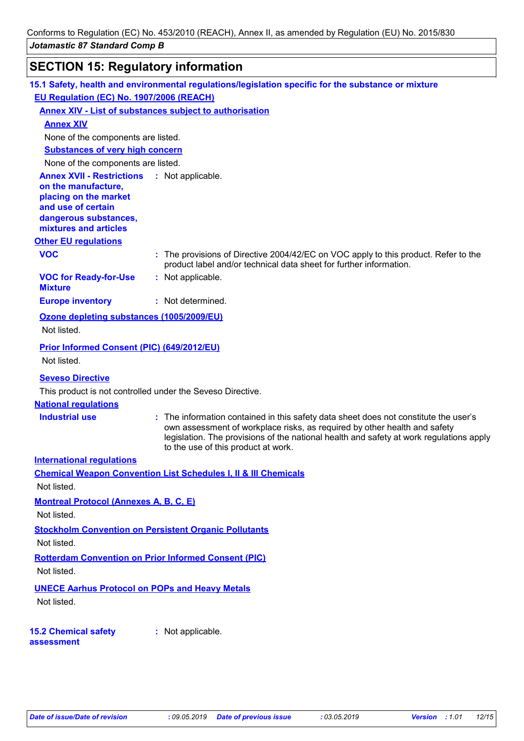## SECTION 15: Regulatory information

### 15.1 Safety, health and environmental regulations/legislation specific for the substance or mixture

**EU Regulation (EC) No. 1907/2006 (REACH)**

**Annex XIV - List of substances subject to authorisation**

**Annex XIV**

None of the components are listed.

**Substances of very high concern**

None of the components are listed.

**Annex XVII - Restrictions on the manufacture, placing on the market and use of certain dangerous substances, mixtures and articles** : Not applicable.

**Other EU regulations**

**VOC** : The provisions of Directive 2004/42/EC on VOC apply to this product. Refer to the product label and/or technical data sheet for further information.

**VOC for Ready-for-Use Mixture** : Not applicable.

**Europe inventory** : Not determined.

**Ozone depleting substances (1005/2009/EU)**

Not listed.

**Prior Informed Consent (PIC) (649/2012/EU)**

Not listed.

**Seveso Directive**

This product is not controlled under the Seveso Directive.

**National regulations**

**Industrial use** : The information contained in this safety data sheet does not constitute the user's own assessment of workplace risks, as required by other health and safety legislation. The provisions of the national health and safety at work regulations apply to the use of this product at work.

**International regulations**

**Chemical Weapon Convention List Schedules I, II & III Chemicals**

Not listed.

**Montreal Protocol (Annexes A, B, C, E)**

Not listed.

**Stockholm Convention on Persistent Organic Pollutants**

Not listed.

**Rotterdam Convention on Prior Informed Consent (PIC)**

Not listed.

**UNECE Aarhus Protocol on POPs and Heavy Metals**

Not listed.

### 15.2 Chemical safety assessment

: Not applicable.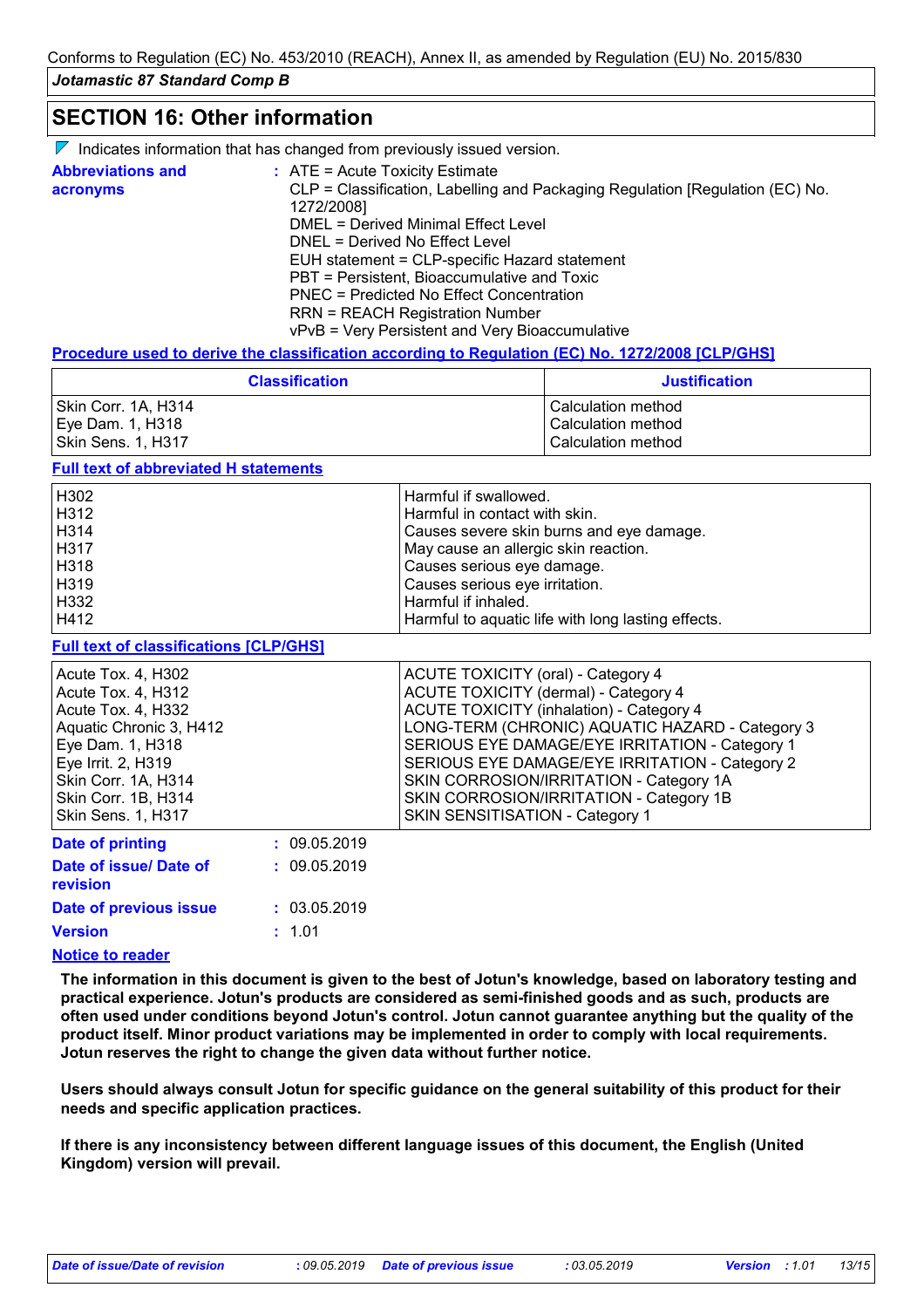## SECTION 16: Other information

Indicates information that has changed from previously issued version.

**Abbreviations and acronyms** : ATE = Acute Toxicity Estimate
CLP = Classification, Labelling and Packaging Regulation [Regulation (EC) No. 1272/2008]
DMEL = Derived Minimal Effect Level
DNEL = Derived No Effect Level
EUH statement = CLP-specific Hazard statement
PBT = Persistent, Bioaccumulative and Toxic
PNEC = Predicted No Effect Concentration
RRN = REACH Registration Number
vPvB = Very Persistent and Very Bioaccumulative

**Procedure used to derive the classification according to Regulation (EC) No. 1272/2008 [CLP/GHS]**

| Classification | Justification |
|---|---|
| Skin Corr. 1A, H314 | Calculation method |
| Eye Dam. 1, H318 | Calculation method |
| Skin Sens. 1, H317 | Calculation method |

**Full text of abbreviated H statements**

| | |
|---|---|
| H302 | Harmful if swallowed. |
| H312 | Harmful in contact with skin. |
| H314 | Causes severe skin burns and eye damage. |
| H317 | May cause an allergic skin reaction. |
| H318 | Causes serious eye damage. |
| H319 | Causes serious eye irritation. |
| H332 | Harmful if inhaled. |
| H412 | Harmful to aquatic life with long lasting effects. |

**Full text of classifications [CLP/GHS]**

| | |
|---|---|
| Acute Tox. 4, H302 | ACUTE TOXICITY (oral) - Category 4 |
| Acute Tox. 4, H312 | ACUTE TOXICITY (dermal) - Category 4 |
| Acute Tox. 4, H332 | ACUTE TOXICITY (inhalation) - Category 4 |
| Aquatic Chronic 3, H412 | LONG-TERM (CHRONIC) AQUATIC HAZARD - Category 3 |
| Eye Dam. 1, H318 | SERIOUS EYE DAMAGE/EYE IRRITATION - Category 1 |
| Eye Irrit. 2, H319 | SERIOUS EYE DAMAGE/EYE IRRITATION - Category 2 |
| Skin Corr. 1A, H314 | SKIN CORROSION/IRRITATION - Category 1A |
| Skin Corr. 1B, H314 | SKIN CORROSION/IRRITATION - Category 1B |
| Skin Sens. 1, H317 | SKIN SENSITISATION - Category 1 |

**Date of printing** : 09.05.2019

**Date of issue/ Date of revision** : 09.05.2019

**Date of previous issue** : 03.05.2019

**Version** : 1.01

**Notice to reader**

**The information in this document is given to the best of Jotun's knowledge, based on laboratory testing and practical experience. Jotun's products are considered as semi-finished goods and as such, products are often used under conditions beyond Jotun's control. Jotun cannot guarantee anything but the quality of the product itself. Minor product variations may be implemented in order to comply with local requirements. Jotun reserves the right to change the given data without further notice.**

**Users should always consult Jotun for specific guidance on the general suitability of this product for their needs and specific application practices.**

**If there is any inconsistency between different language issues of this document, the English (United Kingdom) version will prevail.**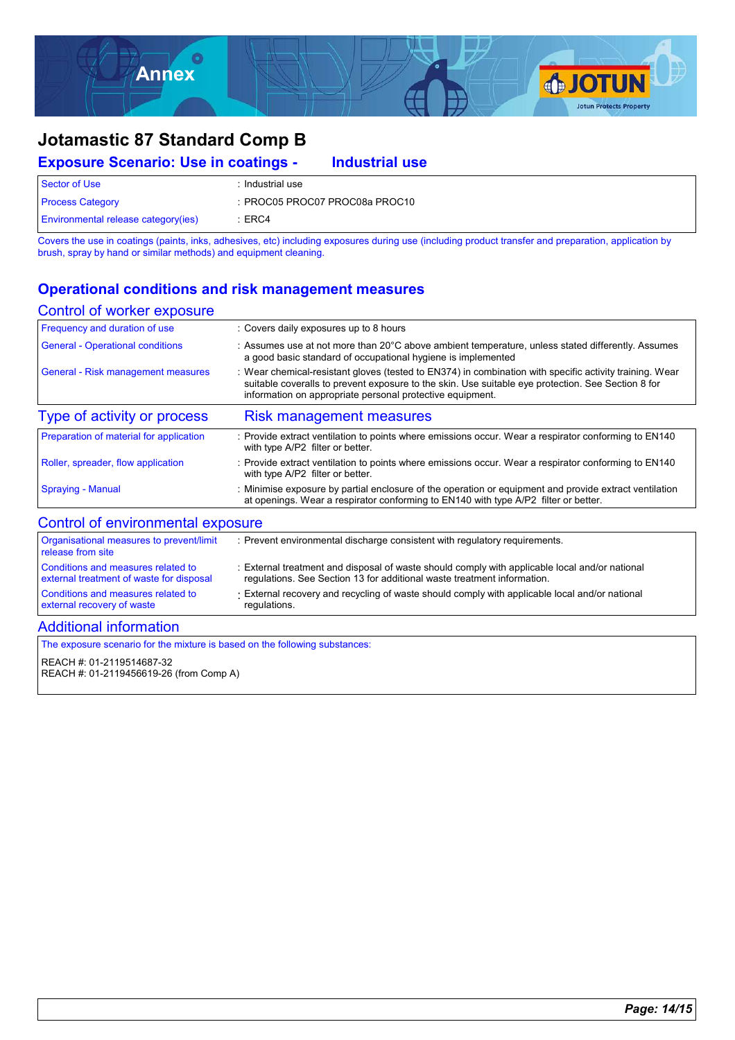# Annex

## Jotamastic 87 Standard Comp B

### Exposure Scenario: Use in coatings - Industrial use

| | |
|---|---|
| Sector of Use | : Industrial use |
| Process Category | : PROC05 PROC07 PROC08a PROC10 |
| Environmental release category(ies) | : ERC4 |

Covers the use in coatings (paints, inks, adhesives, etc) including exposures during use (including product transfer and preparation, application by brush, spray by hand or similar methods) and equipment cleaning.

### Operational conditions and risk management measures

#### Control of worker exposure

| | |
|---|---|
| Frequency and duration of use | : Covers daily exposures up to 8 hours |
| General - Operational conditions | : Assumes use at not more than 20°C above ambient temperature, unless stated differently. Assumes a good basic standard of occupational hygiene is implemented |
| General - Risk management measures | : Wear chemical-resistant gloves (tested to EN374) in combination with specific activity training. Wear suitable coveralls to prevent exposure to the skin. Use suitable eye protection. See Section 8 for information on appropriate personal protective equipment. |

| Type of activity or process | Risk management measures |
|---|---|
| Preparation of material for application | : Provide extract ventilation to points where emissions occur. Wear a respirator conforming to EN140 with type A/P2 filter or better. |
| Roller, spreader, flow application | : Provide extract ventilation to points where emissions occur. Wear a respirator conforming to EN140 with type A/P2 filter or better. |
| Spraying - Manual | : Minimise exposure by partial enclosure of the operation or equipment and provide extract ventilation at openings. Wear a respirator conforming to EN140 with type A/P2 filter or better. |

#### Control of environmental exposure

| | |
|---|---|
| Organisational measures to prevent/limit release from site | : Prevent environmental discharge consistent with regulatory requirements. |
| Conditions and measures related to external treatment of waste for disposal | : External treatment and disposal of waste should comply with applicable local and/or national regulations. See Section 13 for additional waste treatment information. |
| Conditions and measures related to external recovery of waste | : External recovery and recycling of waste should comply with applicable local and/or national regulations. |

#### Additional information

The exposure scenario for the mixture is based on the following substances:

REACH #: 01-2119514687-32
REACH #: 01-2119456619-26 (from Comp A)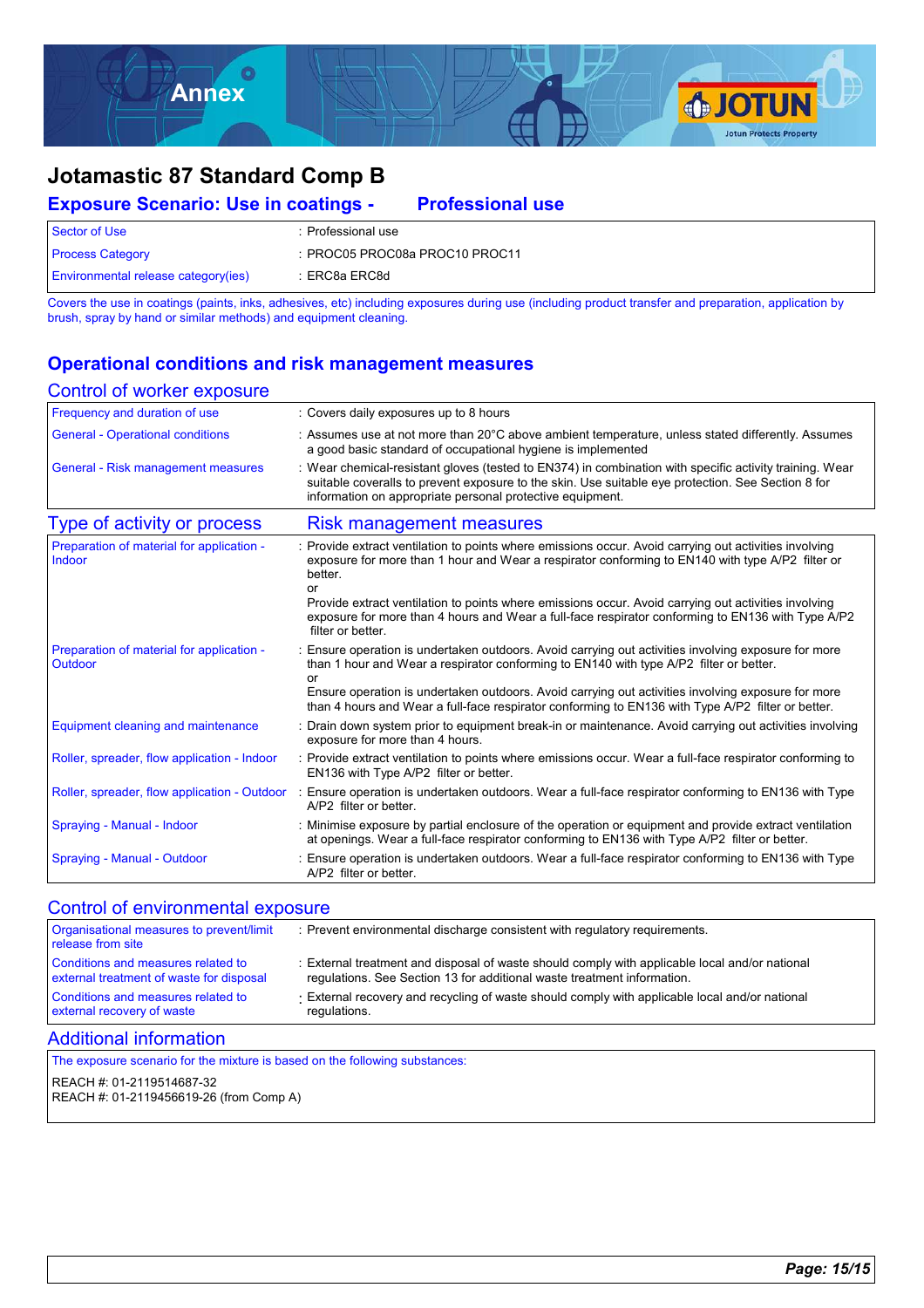# Jotamastic 87 Standard Comp B

## Exposure Scenario: Use in coatings - Professional use

| | |
|---|---|
| Sector of Use | : Professional use |
| Process Category | : PROC05 PROC08a PROC10 PROC11 |
| Environmental release category(ies) | : ERC8a ERC8d |

Covers the use in coatings (paints, inks, adhesives, etc) including exposures during use (including product transfer and preparation, application by brush, spray by hand or similar methods) and equipment cleaning.

## Operational conditions and risk management measures

### Control of worker exposure

| | |
|---|---|
| Frequency and duration of use | : Covers daily exposures up to 8 hours |
| General - Operational conditions | : Assumes use at not more than 20°C above ambient temperature, unless stated differently. Assumes a good basic standard of occupational hygiene is implemented |
| General - Risk management measures | : Wear chemical-resistant gloves (tested to EN374) in combination with specific activity training. Wear suitable coveralls to prevent exposure to the skin. Use suitable eye protection. See Section 8 for information on appropriate personal protective equipment. |

| Type of activity or process | Risk management measures |
|---|---|
| Preparation of material for application - Indoor | : Provide extract ventilation to points where emissions occur. Avoid carrying out activities involving exposure for more than 1 hour and Wear a respirator conforming to EN140 with type A/P2 filter or better.<br>or<br>Provide extract ventilation to points where emissions occur. Avoid carrying out activities involving exposure for more than 4 hours and Wear a full-face respirator conforming to EN136 with Type A/P2 filter or better. |
| Preparation of material for application - Outdoor | : Ensure operation is undertaken outdoors. Avoid carrying out activities involving exposure for more than 1 hour and Wear a respirator conforming to EN140 with type A/P2 filter or better.<br>or<br>Ensure operation is undertaken outdoors. Avoid carrying out activities involving exposure for more than 4 hours and Wear a full-face respirator conforming to EN136 with Type A/P2 filter or better. |
| Equipment cleaning and maintenance | : Drain down system prior to equipment break-in or maintenance. Avoid carrying out activities involving exposure for more than 4 hours. |
| Roller, spreader, flow application - Indoor | : Provide extract ventilation to points where emissions occur. Wear a full-face respirator conforming to EN136 with Type A/P2 filter or better. |
| Roller, spreader, flow application - Outdoor | : Ensure operation is undertaken outdoors. Wear a full-face respirator conforming to EN136 with Type A/P2 filter or better. |
| Spraying - Manual - Indoor | : Minimise exposure by partial enclosure of the operation or equipment and provide extract ventilation at openings. Wear a full-face respirator conforming to EN136 with Type A/P2 filter or better. |
| Spraying - Manual - Outdoor | : Ensure operation is undertaken outdoors. Wear a full-face respirator conforming to EN136 with Type A/P2 filter or better. |

### Control of environmental exposure

| | |
|---|---|
| Organisational measures to prevent/limit release from site | : Prevent environmental discharge consistent with regulatory requirements. |
| Conditions and measures related to external treatment of waste for disposal | : External treatment and disposal of waste should comply with applicable local and/or national regulations. See Section 13 for additional waste treatment information. |
| Conditions and measures related to external recovery of waste | : External recovery and recycling of waste should comply with applicable local and/or national regulations. |

### Additional information

The exposure scenario for the mixture is based on the following substances:

REACH #: 01-2119514687-32
REACH #: 01-2119456619-26 (from Comp A)